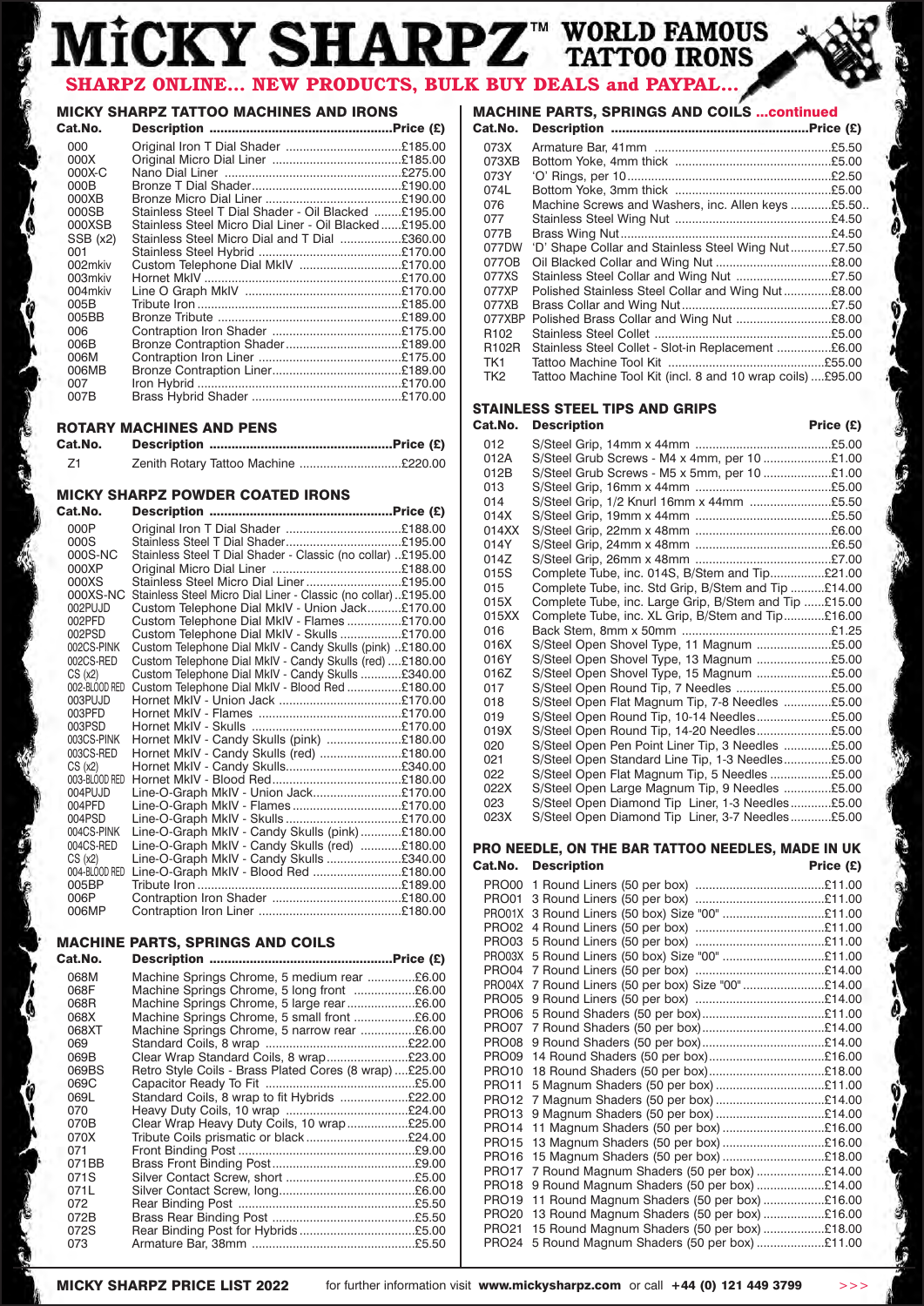# MICKY SHARPZ™ WORLD FAMOUS TATTOO IRONS

**SHARPZ ONLINE... NEW PRODUCTS, BULK BUY DEALS and PAYPAL...**

## MICKY SHARPZ TATTOO MACHINES AND IRONS

| Cat.No. | Description | Price (£) |
|---|---|---|
| 000 | Original Iron T Dial Shader | £185.00 |
| 000X | Original Micro Dial Liner | £185.00 |
| 000X-C | Nano Dial Liner | £275.00 |
| 000B | Bronze T Dial Shader | £190.00 |
| 000XB | Bronze Micro Dial Liner | £190.00 |
| 000SB | Stainless Steel T Dial Shader - Oil Blacked | £195.00 |
| 000XSB | Stainless Steel Micro Dial Liner - Oil Blacked | £195.00 |
| SSB (x2) | Stainless Steel Micro Dial and T Dial | £360.00 |
| 001 | Stainless Steel Hybrid | £170.00 |
| 002mkiv | Custom Telephone Dial MkIV | £170.00 |
| 003mkiv | Hornet MkIV | £170.00 |
| 004mkiv | Line O Graph MkIV | £170.00 |
| 005B | Tribute Iron | £185.00 |
| 005BB | Bronze Tribute | £189.00 |
| 006 | Contraption Iron Shader | £175.00 |
| 006B | Bronze Contraption Shader | £189.00 |
| 006M | Contraption Iron Liner | £175.00 |
| 006MB | Bronze Contraption Liner | £189.00 |
| 007 | Iron Hybrid | £170.00 |
| 007B | Brass Hybrid Shader | £170.00 |

## ROTARY MACHINES AND PENS

| Cat.No. | Description | Price (£) |
|---|---|---|
| Z1 | Zenith Rotary Tattoo Machine | £220.00 |

## MICKY SHARPZ POWDER COATED IRONS

| Cat.No. | Description | Price (£) |
|---|---|---|
| 000P | Original Iron T Dial Shader | £188.00 |
| 000S | Stainless Steel T Dial Shader | £195.00 |
| 000S-NC | Stainless Steel T Dial Shader - Classic (no collar) | £195.00 |
| 000XP | Original Micro Dial Liner | £188.00 |
| 000XS | Stainless Steel Micro Dial Liner | £195.00 |
| 000XS-NC | Stainless Steel Micro Dial Liner - Classic (no collar) | £195.00 |
| 002PUJD | Custom Telephone Dial MkIV - Union Jack | £170.00 |
| 002PFD | Custom Telephone Dial MkIV - Flames | £170.00 |
| 002PSD | Custom Telephone Dial MkIV - Skulls | £170.00 |
| 002CS-PINK | Custom Telephone Dial MkIV - Candy Skulls (pink) | £180.00 |
| 002CS-RED | Custom Telephone Dial MkIV - Candy Skulls (red) | £180.00 |
| CS (x2) | Custom Telephone Dial MkIV - Candy Skulls | £340.00 |
| 002-BLOOD RED | Custom Telephone Dial MkIV - Blood Red | £180.00 |
| 003PUJD | Hornet MkIV - Union Jack | £170.00 |
| 003PFD | Hornet MkIV - Flames | £170.00 |
| 003PSD | Hornet MkIV - Skulls | £170.00 |
| 003CS-PINK | Hornet MkIV - Candy Skulls (pink) | £180.00 |
| 003CS-RED | Hornet MkIV - Candy Skulls (red) | £180.00 |
| CS (x2) | Hornet MkIV - Candy Skulls | £340.00 |
| 003-BLOOD RED | Hornet MkIV - Blood Red | £180.00 |
| 004PUJD | Line-O-Graph MkIV - Union Jack | £170.00 |
| 004PFD | Line-O-Graph MkIV - Flames | £170.00 |
| 004PSD | Line-O-Graph MkIV - Skulls | £170.00 |
| 004CS-PINK | Line-O-Graph MkIV - Candy Skulls (pink) | £180.00 |
| 004CS-RED | Line-O-Graph MkIV - Candy Skulls (red) | £180.00 |
| CS (x2) | Line-O-Graph MkIV - Candy Skulls | £340.00 |
| 004-BLOOD RED | Line-O-Graph MkIV - Blood Red | £180.00 |
| 005BP | Tribute Iron | £189.00 |
| 006P | Contraption Iron Shader | £180.00 |
| 006MP | Contraption Iron Liner | £180.00 |

## MACHINE PARTS, SPRINGS AND COILS

| Cat.No. | Description | Price (£) |
|---|---|---|
| 068M | Machine Springs Chrome, 5 medium rear | £6.00 |
| 068F | Machine Springs Chrome, 5 long front | £6.00 |
| 068R | Machine Springs Chrome, 5 large rear | £6.00 |
| 068X | Machine Springs Chrome, 5 small front | £6.00 |
| 068XT | Machine Springs Chrome, 5 narrow rear | £6.00 |
| 069 | Standard Coils, 8 wrap | £22.00 |
| 069B | Clear Wrap Standard Coils, 8 wrap | £23.00 |
| 069BS | Retro Style Coils - Brass Plated Cores (8 wrap) | £25.00 |
| 069C | Capacitor Ready To Fit | £5.00 |
| 069L | Standard Coils, 8 wrap to fit Hybrids | £22.00 |
| 070 | Heavy Duty Coils, 10 wrap | £24.00 |
| 070B | Clear Wrap Heavy Duty Coils, 10 wrap | £25.00 |
| 070X | Tribute Coils prismatic or black | £24.00 |
| 071 | Front Binding Post | £9.00 |
| 071BB | Brass Front Binding Post | £9.00 |
| 071S | Silver Contact Screw, short | £5.00 |
| 071L | Silver Contact Screw, long | £6.00 |
| 072 | Rear Binding Post | £5.50 |
| 072B | Brass Rear Binding Post | £5.50 |
| 072S | Rear Binding Post for Hybrids | £5.00 |
| 073 | Armature Bar, 38mm | £5.50 |

## MACHINE PARTS, SPRINGS AND COILS ...continued

| Cat.No. | Description | Price (£) |
|---|---|---|
| 073X | Armature Bar, 41mm | £5.50 |
| 073XB | Bottom Yoke, 4mm thick | £5.00 |
| 073Y | 'O' Rings, per 10 | £2.50 |
| 074L | Bottom Yoke, 3mm thick | £5.00 |
| 076 | Machine Screws and Washers, inc. Allen keys | £5.50 |
| 077 | Stainless Steel Wing Nut | £4.50 |
| 077B | Brass Wing Nut | £4.50 |
| 077DW | 'D' Shape Collar and Stainless Steel Wing Nut | £7.50 |
| 077OB | Oil Blacked Collar and Wing Nut | £8.00 |
| 077XS | Stainless Steel Collar and Wing Nut | £7.50 |
| 077XP | Polished Stainless Steel Collar and Wing Nut | £8.00 |
| 077XB | Brass Collar and Wing Nut | £7.50 |
| 077XBP | Polished Brass Collar and Wing Nut | £8.00 |
| R102 | Stainless Steel Collet | £5.00 |
| R102R | Stainless Steel Collet - Slot-in Replacement | £6.00 |
| TK1 | Tattoo Machine Tool Kit | £55.00 |
| TK2 | Tattoo Machine Tool Kit (incl. 8 and 10 wrap coils) | £95.00 |

## STAINLESS STEEL TIPS AND GRIPS

| Cat.No. | Description | Price (£) |
|---|---|---|
| 012 | S/Steel Grip, 14mm x 44mm | £5.00 |
| 012A | S/Steel Grub Screws - M4 x 4mm, per 10 | £1.00 |
| 012B | S/Steel Grub Screws - M5 x 5mm, per 10 | £1.00 |
| 013 | S/Steel Grip, 16mm x 44mm | £5.00 |
| 014 | S/Steel Grip, 1/2 Knurl 16mm x 44mm | £5.50 |
| 014X | S/Steel Grip, 19mm x 44mm | £5.50 |
| 014XX | S/Steel Grip, 22mm x 48mm | £6.00 |
| 014Y | S/Steel Grip, 24mm x 48mm | £6.50 |
| 014Z | S/Steel Grip, 26mm x 48mm | £7.00 |
| 015S | Complete Tube, inc. 014S, B/Stem and Tip | £21.00 |
| 015 | Complete Tube, inc. Std Grip, B/Stem and Tip | £14.00 |
| 015X | Complete Tube, inc. Large Grip, B/Stem and Tip | £15.00 |
| 015XX | Complete Tube, inc. XL Grip, B/Stem and Tip | £16.00 |
| 016 | Back Stem, 8mm x 50mm | £1.25 |
| 016X | S/Steel Open Shovel Type, 11 Magnum | £5.00 |
| 016Y | S/Steel Open Shovel Type, 13 Magnum | £5.00 |
| 016Z | S/Steel Open Shovel Type, 15 Magnum | £5.00 |
| 017 | S/Steel Open Round Tip, 7 Needles | £5.00 |
| 018 | S/Steel Open Flat Magnum Tip, 7-8 Needles | £5.00 |
| 019 | S/Steel Open Round Tip, 10-14 Needles | £5.00 |
| 019X | S/Steel Open Round Tip, 14-20 Needles | £5.00 |
| 020 | S/Steel Open Pen Point Liner Tip, 3 Needles | £5.00 |
| 021 | S/Steel Open Standard Line Tip, 1-3 Needles | £5.00 |
| 022 | S/Steel Open Flat Magnum Tip, 5 Needles | £5.00 |
| 022X | S/Steel Open Large Magnum Tip, 9 Needles | £5.00 |
| 023 | S/Steel Open Diamond Tip Liner, 1-3 Needles | £5.00 |
| 023X | S/Steel Open Diamond Tip Liner, 3-7 Needles | £5.00 |

## PRO NEEDLE, ON THE BAR TATTOO NEEDLES, MADE IN UK

| Cat.No. | Description | Price (£) |
|---|---|---|
| PRO00 | 1 Round Liners (50 per box) | £11.00 |
| PRO01 | 3 Round Liners (50 per box) | £11.00 |
| PRO01X | 3 Round Liners (50 box) Size "00" | £11.00 |
| PRO02 | 4 Round Liners (50 per box) | £11.00 |
| PRO03 | 5 Round Liners (50 per box) | £11.00 |
| PRO03X | 5 Round Liners (50 box) Size "00" | £11.00 |
| PRO04 | 7 Round Liners (50 per box) | £14.00 |
| PRO04X | 7 Round Liners (50 per box) Size "00" | £14.00 |
| PRO05 | 9 Round Liners (50 per box) | £14.00 |
| PRO06 | 5 Round Shaders (50 per box) | £11.00 |
| PRO07 | 7 Round Shaders (50 per box) | £14.00 |
| PRO08 | 9 Round Shaders (50 per box) | £14.00 |
| PRO09 | 14 Round Shaders (50 per box) | £16.00 |
| PRO10 | 18 Round Shaders (50 per box) | £18.00 |
| PRO11 | 5 Magnum Shaders (50 per box) | £11.00 |
| PRO12 | 7 Magnum Shaders (50 per box) | £14.00 |
| PRO13 | 9 Magnum Shaders (50 per box) | £14.00 |
| PRO14 | 11 Magnum Shaders (50 per box) | £16.00 |
| PRO15 | 13 Magnum Shaders (50 per box) | £16.00 |
| PRO16 | 15 Magnum Shaders (50 per box) | £18.00 |
| PRO17 | 7 Round Magnum Shaders (50 per box) | £14.00 |
| PRO18 | 9 Round Magnum Shaders (50 per box) | £14.00 |
| PRO19 | 11 Round Magnum Shaders (50 per box) | £16.00 |
| PRO20 | 13 Round Magnum Shaders (50 per box) | £16.00 |
| PRO21 | 15 Round Magnum Shaders (50 per box) | £18.00 |
| PRO24 | 5 Round Magnum Shaders (50 per box) | £11.00 |

**MICKY SHARPZ PRICE LIST 2022** for further information visit **www.mickysharpz.com** or call **+44 (0) 121 449 3799** >>>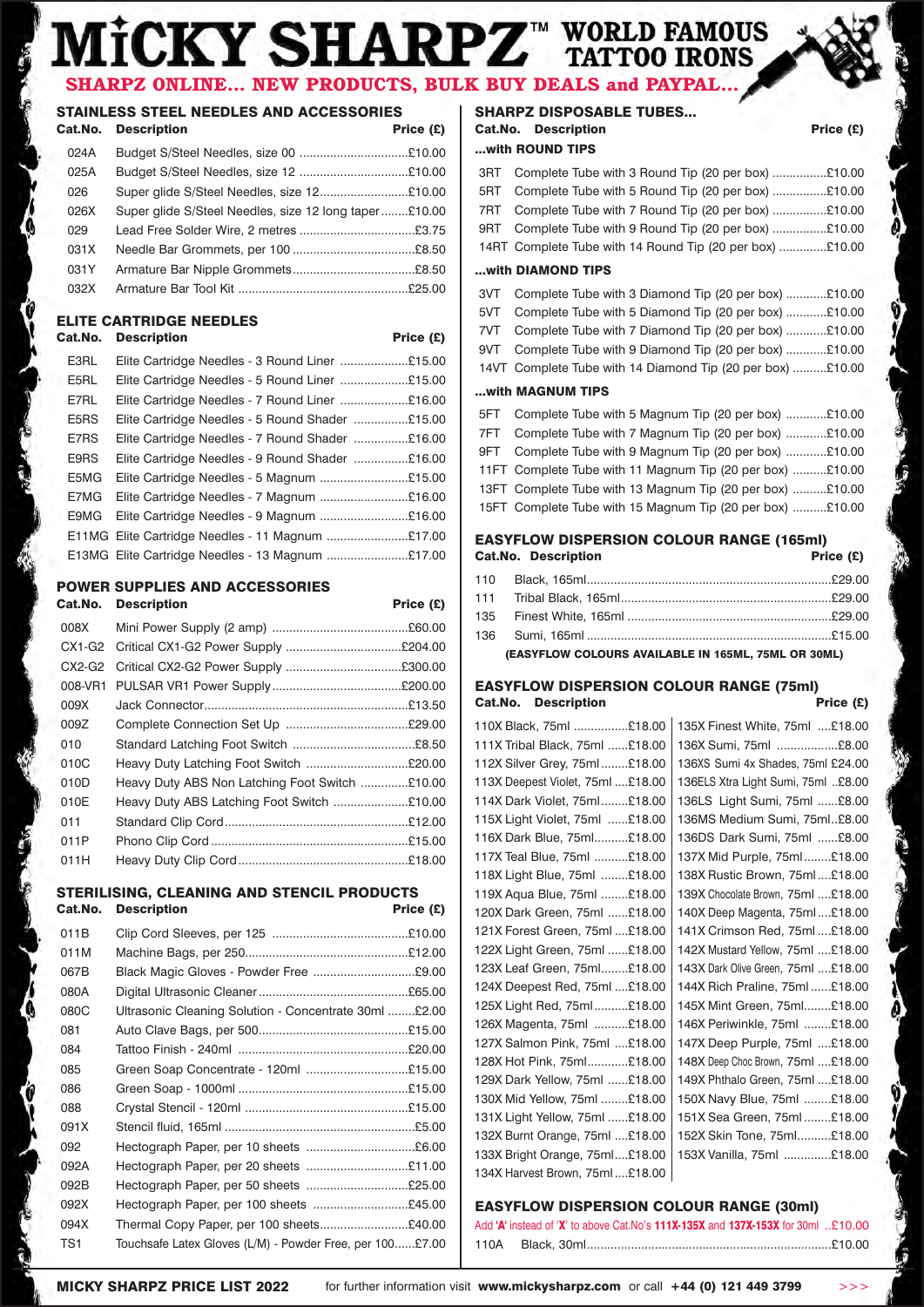# MiCKY SHARPZ™ WORLD FAMOUS TATTOO IRONS

**SHARPZ ONLINE... NEW PRODUCTS, BULK BUY DEALS and PAYPAL...**

## STAINLESS STEEL NEEDLES AND ACCESSORIES

| Cat.No. | Description | Price (£) |
|---|---|---|
| 024A | Budget S/Steel Needles, size 00 | £10.00 |
| 025A | Budget S/Steel Needles, size 12 | £10.00 |
| 026 | Super glide S/Steel Needles, size 12 | £10.00 |
| 026X | Super glide S/Steel Needles, size 12 long taper | £10.00 |
| 029 | Lead Free Solder Wire, 2 metres | £3.75 |
| 031X | Needle Bar Grommets, per 100 | £8.50 |
| 031Y | Armature Bar Nipple Grommets | £8.50 |
| 032X | Armature Bar Tool Kit | £25.00 |

## ELITE CARTRIDGE NEEDLES

| Cat.No. | Description | Price (£) |
|---|---|---|
| E3RL | Elite Cartridge Needles - 3 Round Liner | £15.00 |
| E5RL | Elite Cartridge Needles - 5 Round Liner | £15.00 |
| E7RL | Elite Cartridge Needles - 7 Round Liner | £16.00 |
| E5RS | Elite Cartridge Needles - 5 Round Shader | £15.00 |
| E7RS | Elite Cartridge Needles - 7 Round Shader | £16.00 |
| E9RS | Elite Cartridge Needles - 9 Round Shader | £16.00 |
| E5MG | Elite Cartridge Needles - 5 Magnum | £15.00 |
| E7MG | Elite Cartridge Needles - 7 Magnum | £16.00 |
| E9MG | Elite Cartridge Needles - 9 Magnum | £16.00 |
| E11MG | Elite Cartridge Needles - 11 Magnum | £17.00 |
| E13MG | Elite Cartridge Needles - 13 Magnum | £17.00 |

## POWER SUPPLIES AND ACCESSORIES

| Cat.No. | Description | Price (£) |
|---|---|---|
| 008X | Mini Power Supply (2 amp) | £60.00 |
| CX1-G2 | Critical CX1-G2 Power Supply | £204.00 |
| CX2-G2 | Critical CX2-G2 Power Supply | £300.00 |
| 008-VR1 | PULSAR VR1 Power Supply | £200.00 |
| 009X | Jack Connector | £13.50 |
| 009Z | Complete Connection Set Up | £29.00 |
| 010 | Standard Latching Foot Switch | £8.50 |
| 010C | Heavy Duty Latching Foot Switch | £20.00 |
| 010D | Heavy Duty ABS Non Latching Foot Switch | £10.00 |
| 010E | Heavy Duty ABS Latching Foot Switch | £10.00 |
| 011 | Standard Clip Cord | £12.00 |
| 011P | Phono Clip Cord | £15.00 |
| 011H | Heavy Duty Clip Cord | £18.00 |

## STERILISING, CLEANING AND STENCIL PRODUCTS

| Cat.No. | Description | Price (£) |
|---|---|---|
| 011B | Clip Cord Sleeves, per 125 | £10.00 |
| 011M | Machine Bags, per 250 | £12.00 |
| 067B | Black Magic Gloves - Powder Free | £9.00 |
| 080A | Digital Ultrasonic Cleaner | £65.00 |
| 080C | Ultrasonic Cleaning Solution - Concentrate 30ml | £2.00 |
| 081 | Auto Clave Bags, per 500 | £15.00 |
| 084 | Tattoo Finish - 240ml | £20.00 |
| 085 | Green Soap Concentrate - 120ml | £15.00 |
| 086 | Green Soap - 1000ml | £15.00 |
| 088 | Crystal Stencil - 120ml | £15.00 |
| 091X | Stencil fluid, 165ml | £5.00 |
| 092 | Hectograph Paper, per 10 sheets | £6.00 |
| 092A | Hectograph Paper, per 20 sheets | £11.00 |
| 092B | Hectograph Paper, per 50 sheets | £25.00 |
| 092X | Hectograph Paper, per 100 sheets | £45.00 |
| 094X | Thermal Copy Paper, per 100 sheets | £40.00 |
| TS1 | Touchsafe Latex Gloves (L/M) - Powder Free, per 100 | £7.00 |

## SHARPZ DISPOSABLE TUBES...

| Cat.No. | Description | Price (£) |
|---|---|---|
| | **...with ROUND TIPS** | |
| 3RT | Complete Tube with 3 Round Tip (20 per box) | £10.00 |
| 5RT | Complete Tube with 5 Round Tip (20 per box) | £10.00 |
| 7RT | Complete Tube with 7 Round Tip (20 per box) | £10.00 |
| 9RT | Complete Tube with 9 Round Tip (20 per box) | £10.00 |
| 14RT | Complete Tube with 14 Round Tip (20 per box) | £10.00 |
| | **...with DIAMOND TIPS** | |
| 3VT | Complete Tube with 3 Diamond Tip (20 per box) | £10.00 |
| 5VT | Complete Tube with 5 Diamond Tip (20 per box) | £10.00 |
| 7VT | Complete Tube with 7 Diamond Tip (20 per box) | £10.00 |
| 9VT | Complete Tube with 9 Diamond Tip (20 per box) | £10.00 |
| 14VT | Complete Tube with 14 Diamond Tip (20 per box) | £10.00 |
| | **...with MAGNUM TIPS** | |
| 5FT | Complete Tube with 5 Magnum Tip (20 per box) | £10.00 |
| 7FT | Complete Tube with 7 Magnum Tip (20 per box) | £10.00 |
| 9FT | Complete Tube with 9 Magnum Tip (20 per box) | £10.00 |
| 11FT | Complete Tube with 11 Magnum Tip (20 per box) | £10.00 |
| 13FT | Complete Tube with 13 Magnum Tip (20 per box) | £10.00 |
| 15FT | Complete Tube with 15 Magnum Tip (20 per box) | £10.00 |

## EASYFLOW DISPERSION COLOUR RANGE (165ml)

| Cat.No. | Description | Price (£) |
|---|---|---|
| 110 | Black, 165ml | £29.00 |
| 111 | Tribal Black, 165ml | £29.00 |
| 135 | Finest White, 165ml | £29.00 |
| 136 | Sumi, 165ml | £15.00 |

**(EASYFLOW COLOURS AVAILABLE IN 165ML, 75ML OR 30ML)**

## EASYFLOW DISPERSION COLOUR RANGE (75ml)

| Cat.No. Description | Price (£) | Cat.No. Description | Price (£) |
|---|---|---|---|
| 110X Black, 75ml | £18.00 | 135X Finest White, 75ml | £18.00 |
| 111X Tribal Black, 75ml | £18.00 | 136X Sumi, 75ml | £8.00 |
| 112X Silver Grey, 75ml | £18.00 | 136XS Sumi 4x Shades, 75ml | £24.00 |
| 113X Deepest Violet, 75ml | £18.00 | 136ELS Xtra Light Sumi, 75ml | £8.00 |
| 114X Dark Violet, 75ml | £18.00 | 136LS Light Sumi, 75ml | £8.00 |
| 115X Light Violet, 75ml | £18.00 | 136MS Medium Sumi, 75ml | £8.00 |
| 116X Dark Blue, 75ml | £18.00 | 136DS Dark Sumi, 75ml | £8.00 |
| 117X Teal Blue, 75ml | £18.00 | 137X Mid Purple, 75ml | £18.00 |
| 118X Light Blue, 75ml | £18.00 | 138X Rustic Brown, 75ml | £18.00 |
| 119X Aqua Blue, 75ml | £18.00 | 139X Chocolate Brown, 75ml | £18.00 |
| 120X Dark Green, 75ml | £18.00 | 140X Deep Magenta, 75ml | £18.00 |
| 121X Forest Green, 75ml | £18.00 | 141X Crimson Red, 75ml | £18.00 |
| 122X Light Green, 75ml | £18.00 | 142X Mustard Yellow, 75ml | £18.00 |
| 123X Leaf Green, 75ml | £18.00 | 143X Dark Olive Green, 75ml | £18.00 |
| 124X Deepest Red, 75ml | £18.00 | 144X Rich Praline, 75ml | £18.00 |
| 125X Light Red, 75ml | £18.00 | 145X Mint Green, 75ml | £18.00 |
| 126X Magenta, 75ml | £18.00 | 146X Periwinkle, 75ml | £18.00 |
| 127X Salmon Pink, 75ml | £18.00 | 147X Deep Purple, 75ml | £18.00 |
| 128X Hot Pink, 75ml | £18.00 | 148X Deep Choc Brown, 75ml | £18.00 |
| 129X Dark Yellow, 75ml | £18.00 | 149X Phthalo Green, 75ml | £18.00 |
| 130X Mid Yellow, 75ml | £18.00 | 150X Navy Blue, 75ml | £18.00 |
| 131X Light Yellow, 75ml | £18.00 | 151X Sea Green, 75ml | £18.00 |
| 132X Burnt Orange, 75ml | £18.00 | 152X Skin Tone, 75ml | £18.00 |
| 133X Bright Orange, 75ml | £18.00 | 153X Vanilla, 75ml | £18.00 |
| 134X Harvest Brown, 75ml | £18.00 | | |

## EASYFLOW DISPERSION COLOUR RANGE (30ml)

Add **'A'** instead of **'X'** to above Cat.No's **111X-135X** and **137X-153X** for 30ml ..£10.00

| Cat.No. | Description | Price (£) |
|---|---|---|
| 110A | Black, 30ml | £10.00 |

**MICKY SHARPZ PRICE LIST 2022** for further information visit **www.mickysharpz.com** or call **+44 (0) 121 449 3799** >>>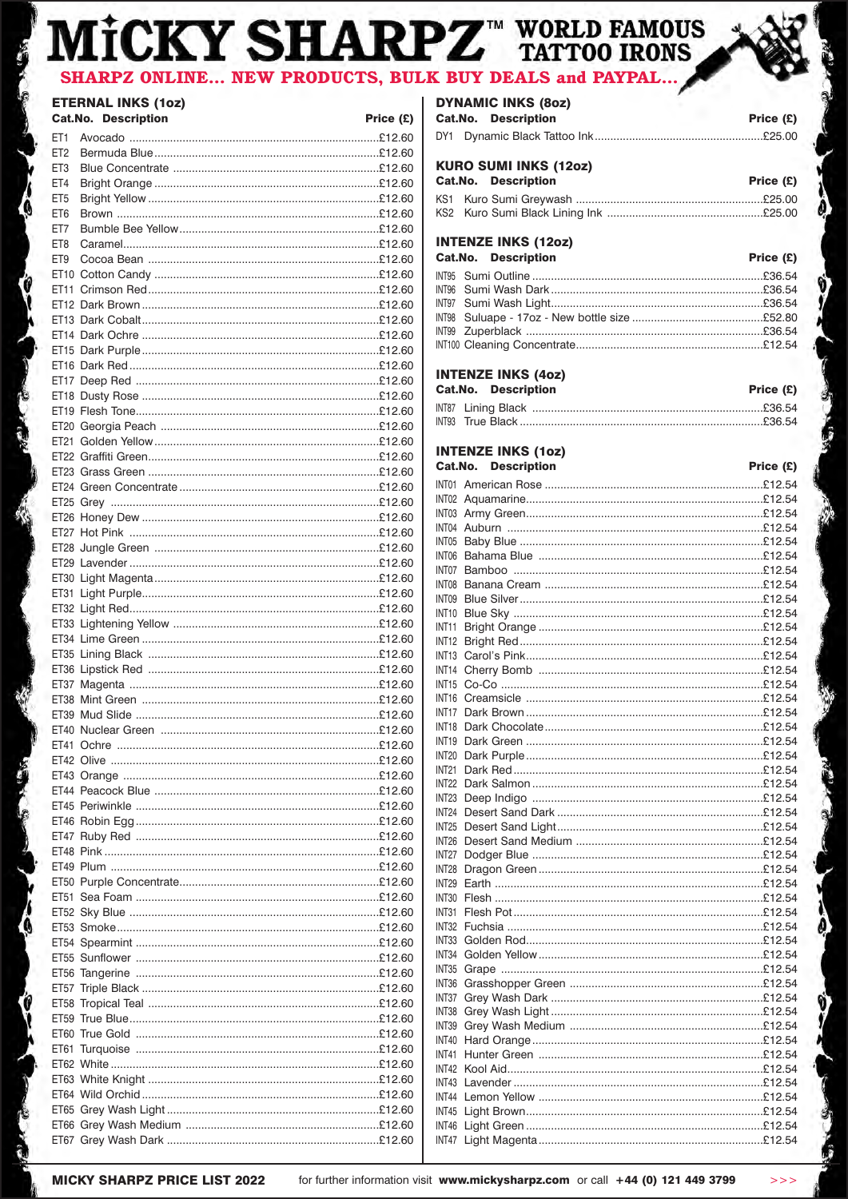# MICKY SHARPZ™ WORLD FAMOUS TATTOO IRONS

**SHARPZ ONLINE... NEW PRODUCTS, BULK BUY DEALS and PAYPAL...**

## ETERNAL INKS (1oz)

| Cat.No. | Description | Price (£) |
|---|---|---|
| ET1 | Avocado | £12.60 |
| ET2 | Bermuda Blue | £12.60 |
| ET3 | Blue Concentrate | £12.60 |
| ET4 | Bright Orange | £12.60 |
| ET5 | Bright Yellow | £12.60 |
| ET6 | Brown | £12.60 |
| ET7 | Bumble Bee Yellow | £12.60 |
| ET8 | Caramel | £12.60 |
| ET9 | Cocoa Bean | £12.60 |
| ET10 | Cotton Candy | £12.60 |
| ET11 | Crimson Red | £12.60 |
| ET12 | Dark Brown | £12.60 |
| ET13 | Dark Cobalt | £12.60 |
| ET14 | Dark Ochre | £12.60 |
| ET15 | Dark Purple | £12.60 |
| ET16 | Dark Red | £12.60 |
| ET17 | Deep Red | £12.60 |
| ET18 | Dusty Rose | £12.60 |
| ET19 | Flesh Tone | £12.60 |
| ET20 | Georgia Peach | £12.60 |
| ET21 | Golden Yellow | £12.60 |
| ET22 | Graffiti Green | £12.60 |
| ET23 | Grass Green | £12.60 |
| ET24 | Green Concentrate | £12.60 |
| ET25 | Grey | £12.60 |
| ET26 | Honey Dew | £12.60 |
| ET27 | Hot Pink | £12.60 |
| ET28 | Jungle Green | £12.60 |
| ET29 | Lavender | £12.60 |
| ET30 | Light Magenta | £12.60 |
| ET31 | Light Purple | £12.60 |
| ET32 | Light Red | £12.60 |
| ET33 | Lightening Yellow | £12.60 |
| ET34 | Lime Green | £12.60 |
| ET35 | Lining Black | £12.60 |
| ET36 | Lipstick Red | £12.60 |
| ET37 | Magenta | £12.60 |
| ET38 | Mint Green | £12.60 |
| ET39 | Mud Slide | £12.60 |
| ET40 | Nuclear Green | £12.60 |
| ET41 | Ochre | £12.60 |
| ET42 | Olive | £12.60 |
| ET43 | Orange | £12.60 |
| ET44 | Peacock Blue | £12.60 |
| ET45 | Periwinkle | £12.60 |
| ET46 | Robin Egg | £12.60 |
| ET47 | Ruby Red | £12.60 |
| ET48 | Pink | £12.60 |
| ET49 | Plum | £12.60 |
| ET50 | Purple Concentrate | £12.60 |
| ET51 | Sea Foam | £12.60 |
| ET52 | Sky Blue | £12.60 |
| ET53 | Smoke | £12.60 |
| ET54 | Spearmint | £12.60 |
| ET55 | Sunflower | £12.60 |
| ET56 | Tangerine | £12.60 |
| ET57 | Triple Black | £12.60 |
| ET58 | Tropical Teal | £12.60 |
| ET59 | True Blue | £12.60 |
| ET60 | True Gold | £12.60 |
| ET61 | Turquoise | £12.60 |
| ET62 | White | £12.60 |
| ET63 | White Knight | £12.60 |
| ET64 | Wild Orchid | £12.60 |
| ET65 | Grey Wash Light | £12.60 |
| ET66 | Grey Wash Medium | £12.60 |
| ET67 | Grey Wash Dark | £12.60 |

## DYNAMIC INKS (8oz)

| Cat.No. | Description | Price (£) |
|---|---|---|
| DY1 | Dynamic Black Tattoo Ink | £25.00 |

## KURO SUMI INKS (12oz)

| Cat.No. | Description | Price (£) |
|---|---|---|
| KS1 | Kuro Sumi Greywash | £25.00 |
| KS2 | Kuro Sumi Black Lining Ink | £25.00 |

## INTENZE INKS (12oz)

| Cat.No. | Description | Price (£) |
|---|---|---|
| INT95 | Sumi Outline | £36.54 |
| INT96 | Sumi Wash Dark | £36.54 |
| INT97 | Sumi Wash Light | £36.54 |
| INT98 | Suluape - 17oz - New bottle size | £52.80 |
| INT99 | Zuperblack | £36.54 |
| INT100 | Cleaning Concentrate | £12.54 |

## INTENZE INKS (4oz)

| Cat.No. | Description | Price (£) |
|---|---|---|
| INT87 | Lining Black | £36.54 |
| INT93 | True Black | £36.54 |

## INTENZE INKS (1oz)

| Cat.No. | Description | Price (£) |
|---|---|---|
| INT01 | American Rose | £12.54 |
| INT02 | Aquamarine | £12.54 |
| INT03 | Army Green | £12.54 |
| INT04 | Auburn | £12.54 |
| INT05 | Baby Blue | £12.54 |
| INT06 | Bahama Blue | £12.54 |
| INT07 | Bamboo | £12.54 |
| INT08 | Banana Cream | £12.54 |
| INT09 | Blue Silver | £12.54 |
| INT10 | Blue Sky | £12.54 |
| INT11 | Bright Orange | £12.54 |
| INT12 | Bright Red | £12.54 |
| INT13 | Carol's Pink | £12.54 |
| INT14 | Cherry Bomb | £12.54 |
| INT15 | Co-Co | £12.54 |
| INT16 | Creamsicle | £12.54 |
| INT17 | Dark Brown | £12.54 |
| INT18 | Dark Chocolate | £12.54 |
| INT19 | Dark Green | £12.54 |
| INT20 | Dark Purple | £12.54 |
| INT21 | Dark Red | £12.54 |
| INT22 | Dark Salmon | £12.54 |
| INT23 | Deep Indigo | £12.54 |
| INT24 | Desert Sand Dark | £12.54 |
| INT25 | Desert Sand Light | £12.54 |
| INT26 | Desert Sand Medium | £12.54 |
| INT27 | Dodger Blue | £12.54 |
| INT28 | Dragon Green | £12.54 |
| INT29 | Earth | £12.54 |
| INT30 | Flesh | £12.54 |
| INT31 | Flesh Pot | £12.54 |
| INT32 | Fuchsia | £12.54 |
| INT33 | Golden Rod | £12.54 |
| INT34 | Golden Yellow | £12.54 |
| INT35 | Grape | £12.54 |
| INT36 | Grasshopper Green | £12.54 |
| INT37 | Grey Wash Dark | £12.54 |
| INT38 | Grey Wash Light | £12.54 |
| INT39 | Grey Wash Medium | £12.54 |
| INT40 | Hard Orange | £12.54 |
| INT41 | Hunter Green | £12.54 |
| INT42 | Kool Aid | £12.54 |
| INT43 | Lavender | £12.54 |
| INT44 | Lemon Yellow | £12.54 |
| INT45 | Light Brown | £12.54 |
| INT46 | Light Green | £12.54 |
| INT47 | Light Magenta | £12.54 |

**MICKY SHARPZ PRICE LIST 2022** for further information visit **www.mickysharpz.com** or call **+44 (0) 121 449 3799** >>>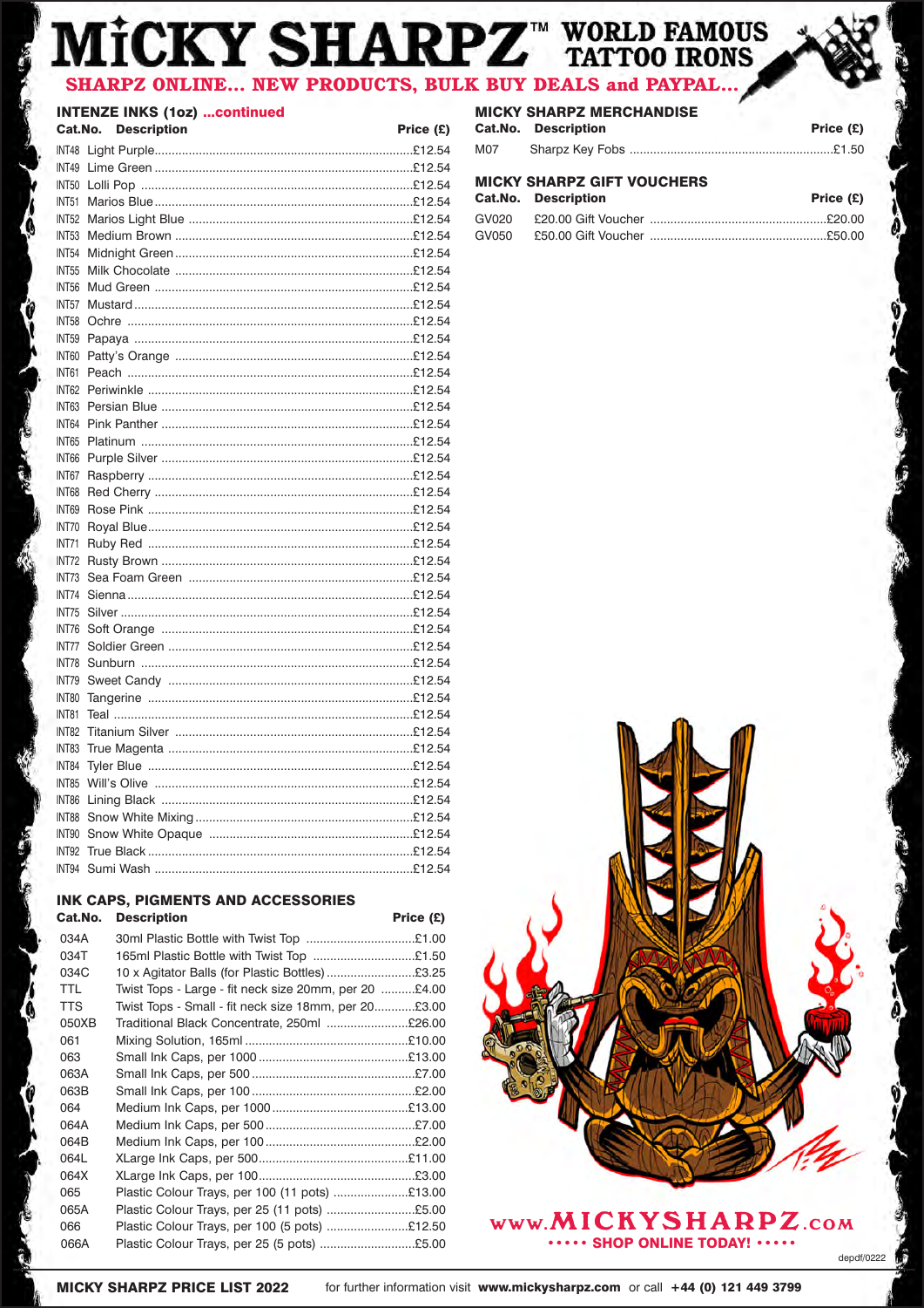# MICKY SHARPZ™ WORLD FAMOUS TATTOO IRONS

**SHARPZ ONLINE... NEW PRODUCTS, BULK BUY DEALS and PAYPAL...**

## INTENZE INKS (1oz) ...continued

| Cat.No. | Description | Price (£) |
|---|---|---|
| INT48 | Light Purple | £12.54 |
| INT49 | Lime Green | £12.54 |
| INT50 | Lolli Pop | £12.54 |
| INT51 | Marios Blue | £12.54 |
| INT52 | Marios Light Blue | £12.54 |
| INT53 | Medium Brown | £12.54 |
| INT54 | Midnight Green | £12.54 |
| INT55 | Milk Chocolate | £12.54 |
| INT56 | Mud Green | £12.54 |
| INT57 | Mustard | £12.54 |
| INT58 | Ochre | £12.54 |
| INT59 | Papaya | £12.54 |
| INT60 | Patty's Orange | £12.54 |
| INT61 | Peach | £12.54 |
| INT62 | Periwinkle | £12.54 |
| INT63 | Persian Blue | £12.54 |
| INT64 | Pink Panther | £12.54 |
| INT65 | Platinum | £12.54 |
| INT66 | Purple Silver | £12.54 |
| INT67 | Raspberry | £12.54 |
| INT68 | Red Cherry | £12.54 |
| INT69 | Rose Pink | £12.54 |
| INT70 | Royal Blue | £12.54 |
| INT71 | Ruby Red | £12.54 |
| INT72 | Rusty Brown | £12.54 |
| INT73 | Sea Foam Green | £12.54 |
| INT74 | Sienna | £12.54 |
| INT75 | Silver | £12.54 |
| INT76 | Soft Orange | £12.54 |
| INT77 | Soldier Green | £12.54 |
| INT78 | Sunburn | £12.54 |
| INT79 | Sweet Candy | £12.54 |
| INT80 | Tangerine | £12.54 |
| INT81 | Teal | £12.54 |
| INT82 | Titanium Silver | £12.54 |
| INT83 | True Magenta | £12.54 |
| INT84 | Tyler Blue | £12.54 |
| INT85 | Will's Olive | £12.54 |
| INT86 | Lining Black | £12.54 |
| INT88 | Snow White Mixing | £12.54 |
| INT90 | Snow White Opaque | £12.54 |
| INT92 | True Black | £12.54 |
| INT94 | Sumi Wash | £12.54 |

## INK CAPS, PIGMENTS AND ACCESSORIES

| Cat.No. | Description | Price (£) |
|---|---|---|
| 034A | 30ml Plastic Bottle with Twist Top | £1.00 |
| 034T | 165ml Plastic Bottle with Twist Top | £1.50 |
| 034C | 10 x Agitator Balls (for Plastic Bottles) | £3.25 |
| TTL | Twist Tops - Large - fit neck size 20mm, per 20 | £4.00 |
| TTS | Twist Tops - Small - fit neck size 18mm, per 20 | £3.00 |
| 050XB | Traditional Black Concentrate, 250ml | £26.00 |
| 061 | Mixing Solution, 165ml | £10.00 |
| 063 | Small Ink Caps, per 1000 | £13.00 |
| 063A | Small Ink Caps, per 500 | £7.00 |
| 063B | Small Ink Caps, per 100 | £2.00 |
| 064 | Medium Ink Caps, per 1000 | £13.00 |
| 064A | Medium Ink Caps, per 500 | £7.00 |
| 064B | Medium Ink Caps, per 100 | £2.00 |
| 064L | XLarge Ink Caps, per 500 | £11.00 |
| 064X | XLarge Ink Caps, per 100 | £3.00 |
| 065 | Plastic Colour Trays, per 100 (11 pots) | £13.00 |
| 065A | Plastic Colour Trays, per 25 (11 pots) | £5.00 |
| 066 | Plastic Colour Trays, per 100 (5 pots) | £12.50 |
| 066A | Plastic Colour Trays, per 25 (5 pots) | £5.00 |

## MICKY SHARPZ MERCHANDISE

| Cat.No. | Description | Price (£) |
|---|---|---|
| M07 | Sharpz Key Fobs | £1.50 |

## MICKY SHARPZ GIFT VOUCHERS

| Cat.No. | Description | Price (£) |
|---|---|---|
| GV020 | £20.00 Gift Voucher | £20.00 |
| GV050 | £50.00 Gift Voucher | £50.00 |

**www.MICKYSHARPZ.com**

**••••• SHOP ONLINE TODAY! •••••**

depdf/0222

**MICKY SHARPZ PRICE LIST 2022** for further information visit **www.mickysharpz.com** or call **+44 (0) 121 449 3799**